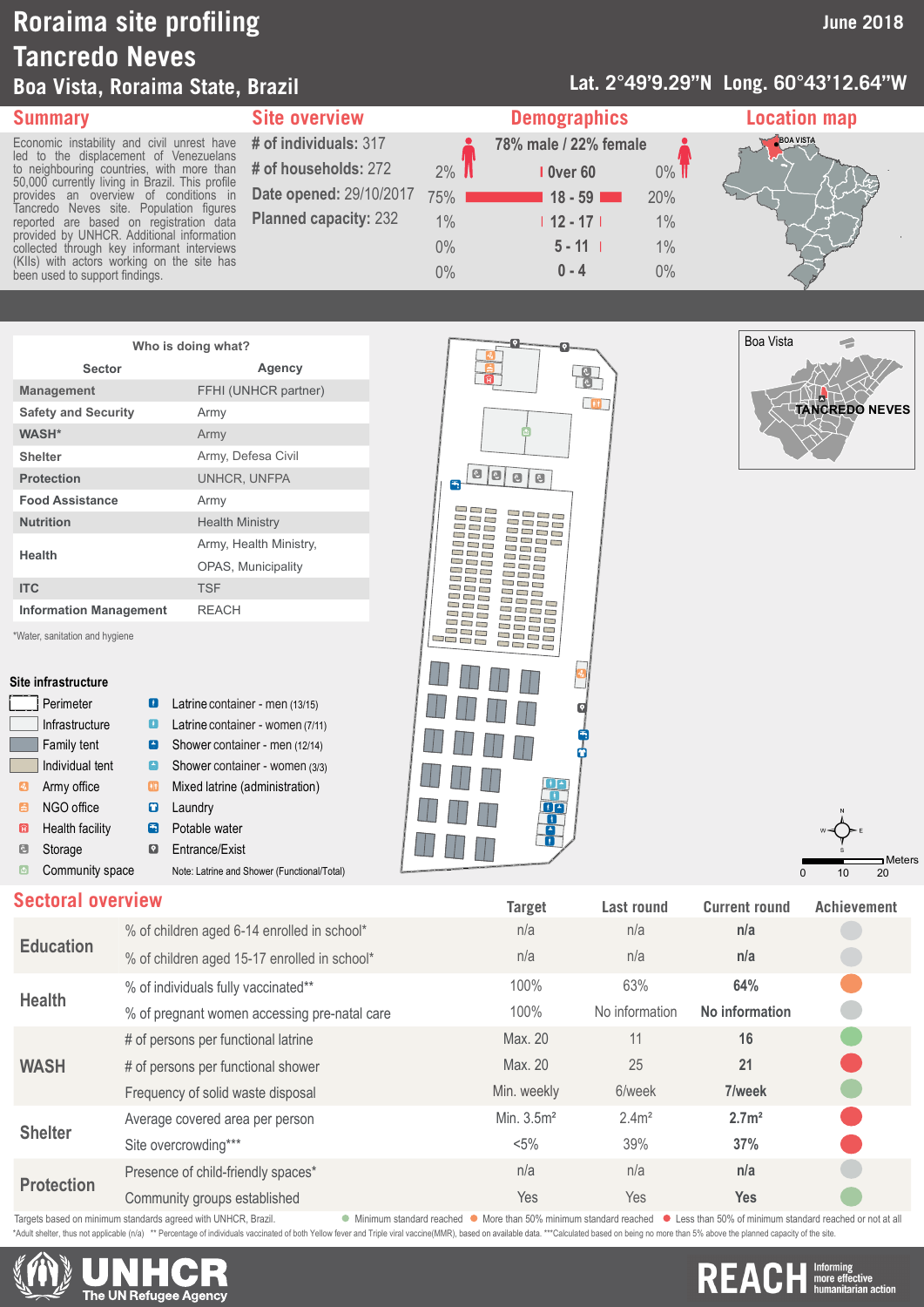# Roraima site profiling
# Tancredo Neves
## Boa Vista, Roraima State, Brazil

June 2018

Lat. 2°49'9.29"N Long. 60°43'12.64"W

## Summary

Economic instability and civil unrest have led to the displacement of Venezuelans to neighbouring countries, with more than 50,000 currently living in Brazil. This profile provides an overview of conditions in Tancredo Neves site. Population figures reported are based on registration data provided by UNHCR. Additional information collected through key informant interviews (KIIs) with actors working on the site has been used to support findings.

## Site overview

**# of individuals:** 317

**# of households:** 272

**Date opened:** 29/10/2017

**Planned capacity:** 232

## Demographics

78% male / 22% female

| Male | Age | Female |
|---|---|---|
| 2% | Over 60 | 0% |
| 75% | 18 - 59 | 20% |
| 1% | 12 - 17 | 1% |
| 0% | 5 - 11 | 1% |
| 0% | 0 - 4 | 0% |

## Location map

BOA VISTA

Boa Vista

TANCREDO NEVES

## Who is doing what?

| Sector | Agency |
|---|---|
| Management | FFHI (UNHCR partner) |
| Safety and Security | Army |
| WASH* | Army |
| Shelter | Army, Defesa Civil |
| Protection | UNHCR, UNFPA |
| Food Assistance | Army |
| Nutrition | Health Ministry |
| Health | Army, Health Ministry, OPAS, Municipality |
| ITC | TSF |
| Information Management | REACH |

*Water, sanitation and hygiene

### Site infrastructure

- Perimeter
- Infrastructure
- Family tent
- Individual tent
- Army office
- NGO office
- Health facility
- Storage
- Community space
- Latrine container - men (13/15)
- Latrine container - women (7/11)
- Shower container - men (12/14)
- Shower container - women (3/3)
- Mixed latrine (administration)
- Laundry
- Potable water
- Entrance/Exist

Note: Latrine and Shower (Functional/Total)

Meters: 0, 10, 20

## Sectoral overview

| Sector | Indicator | Target | Last round | Current round | Achievement |
|---|---|---|---|---|---|
| Education | % of children aged 6-14 enrolled in school* | n/a | n/a | **n/a** | |
| | % of children aged 15-17 enrolled in school* | n/a | n/a | **n/a** | |
| Health | % of individuals fully vaccinated** | 100% | 63% | **64%** | More than 50% minimum standard reached |
| | % of pregnant women accessing pre-natal care | 100% | No information | **No information** | |
| WASH | # of persons per functional latrine | Max. 20 | 11 | **16** | Minimum standard reached |
| | # of persons per functional shower | Max. 20 | 25 | **21** | Less than 50% minimum standard reached or not at all |
| | Frequency of solid waste disposal | Min. weekly | 6/week | **7/week** | Minimum standard reached |
| Shelter | Average covered area per person | Min. 3.5m² | 2.4m² | **2.7m²** | Less than 50% minimum standard reached or not at all |
| | Site overcrowding*** | <5% | 39% | **37%** | Less than 50% minimum standard reached or not at all |
| Protection | Presence of child-friendly spaces* | n/a | n/a | **n/a** | |
| | Community groups established | Yes | Yes | **Yes** | Minimum standard reached |

Targets based on minimum standards agreed with UNHCR, Brazil. ● Minimum standard reached ● More than 50% minimum standard reached ● Less than 50% of minimum standard reached or not at all

*Adult shelter, thus not applicable (n/a) ** Percentage of individuals vaccinated of both Yellow fever and Triple viral vaccine(MMR), based on available data. ***Calculated based on being no more than 5% above the planned capacity of the site.

UNHCR The UN Refugee Agency

REACH Informing more effective humanitarian action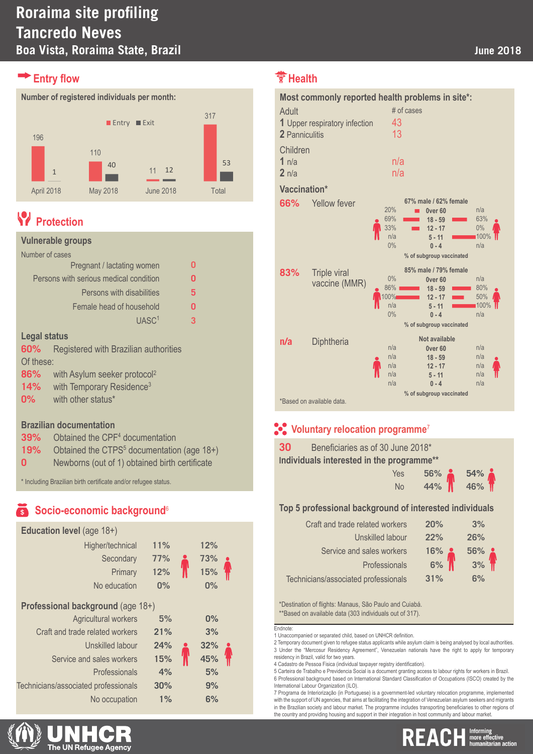# Roraima site profiling
# Tancredo Neves
## Boa Vista, Roraima State, Brazil

June 2018

## Entry flow

**Number of registered individuals per month:**

Entry
Exit

196
1
April 2018

110
40
May 2018

11
12
June 2018

317
53
Total

## Protection

### Vulnerable groups

Number of cases

| | |
|---|---|
| Pregnant / lactating women | 0 |
| Persons with serious medical condition | 0 |
| Persons with disabilities | 5 |
| Female head of household | 0 |
| UASC[1] | 3 |

### Legal status

**60%** Registered with Brazilian authorities

Of these:

**86%** with Asylum seeker protocol[2]

**14%** with Temporary Residence[3]

**0%** with other status*

### Brazilian documentation

**39%** Obtained the CPF[4] documentation

**19%** Obtained the CTPS[5] documentation (age 18+)

**0** Newborns (out of 1) obtained birth certificate

\* Including Brazilian birth certificate and/or refugee status.

## Socio-economic background[6]

### Education level (age 18+)

| | Male | Female |
|---|---|---|
| Higher/technical | 11% | 12% |
| Secondary | 77% | 73% |
| Primary | 12% | 15% |
| No education | 0% | 0% |

### Professional background (age 18+)

| | Male | Female |
|---|---|---|
| Agricultural workers | 5% | 0% |
| Craft and trade related workers | 21% | 3% |
| Unskilled labour | 24% | 32% |
| Service and sales workers | 15% | 45% |
| Professionals | 4% | 5% |
| Technicians/associated professionals | 30% | 9% |
| No occupation | 1% | 6% |

## Health

### Most commonly reported health problems in site*:

| Adult | # of cases |
|---|---|
| 1 Upper respiratory infection | 43 |
| 2 Panniculitis | 13 |

| Children | |
|---|---|
| 1 n/a | n/a |
| 2 n/a | n/a |

### Vaccination*

**66%** Yellow fever

67% male / 62% female

| Male | Age group | Female |
|---|---|---|
| 20% | Over 60 | n/a |
| 69% | 18 - 59 | 63% |
| 33% | 12 - 17 | 0% |
| n/a | 5 - 11 | 100% |
| 0% | 0 - 4 | n/a |

% of subgroup vaccinated

**83%** Triple viral vaccine (MMR)

85% male / 79% female

| Male | Age group | Female |
|---|---|---|
| 0% | Over 60 | n/a |
| 86% | 18 - 59 | 80% |
| 100% | 12 - 17 | 50% |
| n/a | 5 - 11 | 100% |
| 0% | 0 - 4 | n/a |

% of subgroup vaccinated

**n/a** Diphtheria

Not available

| Male | Age group | Female |
|---|---|---|
| n/a | Over 60 | n/a |
| n/a | 18 - 59 | n/a |
| n/a | 12 - 17 | n/a |
| n/a | 5 - 11 | n/a |
| n/a | 0 - 4 | n/a |

% of subgroup vaccinated

*Based on available data.

## Voluntary relocation programme[7]

**30** Beneficiaries as of 30 June 2018*

**Individuals interested in the programme****

| | Male | Female |
|---|---|---|
| Yes | 56% | 54% |
| No | 44% | 46% |

### Top 5 professional background of interested individuals

| | Male | Female |
|---|---|---|
| Craft and trade related workers | 20% | 3% |
| Unskilled labour | 22% | 26% |
| Service and sales workers | 16% | 56% |
| Professionals | 6% | 3% |
| Technicians/associated professionals | 31% | 6% |

*Destination of flights: Manaus, São Paulo and Cuiabá.
**Based on available data (303 individuals out of 317).

Endnote:
1 Unaccompanied or separated child, based on UNHCR definition.
2 Temporary document given to refugee status applicants while asylum claim is being analysed by local authorities.
3 Under the "Mercosur Residency Agreement", Venezuelan nationals have the right to apply for temporary residency in Brazil, valid for two years.
4 Cadastro de Pessoa Fisica (individual taxpayer registry identification).
5 Carteira de Trabalho e Previdencia Social is a document granting access to labour rights for workers in Brazil.
6 Professional background based on International Standard Classification of Occupations (ISCO) created by the International Labour Organization (ILO).
7 Programa de Interiorização (in Portuguese) is a government-led voluntary relocation programme, implemented with the support of UN agencies, that aims at facilitating the integration of Venezuelan asylum seekers and migrants in the Brazilian society and labour market. The programme includes transporting beneficiaries to other regions of the country and providing housing and support in their integration in host community and labour market.

UNHCR The UN Refugee Agency

REACH Informing more effective humanitarian action